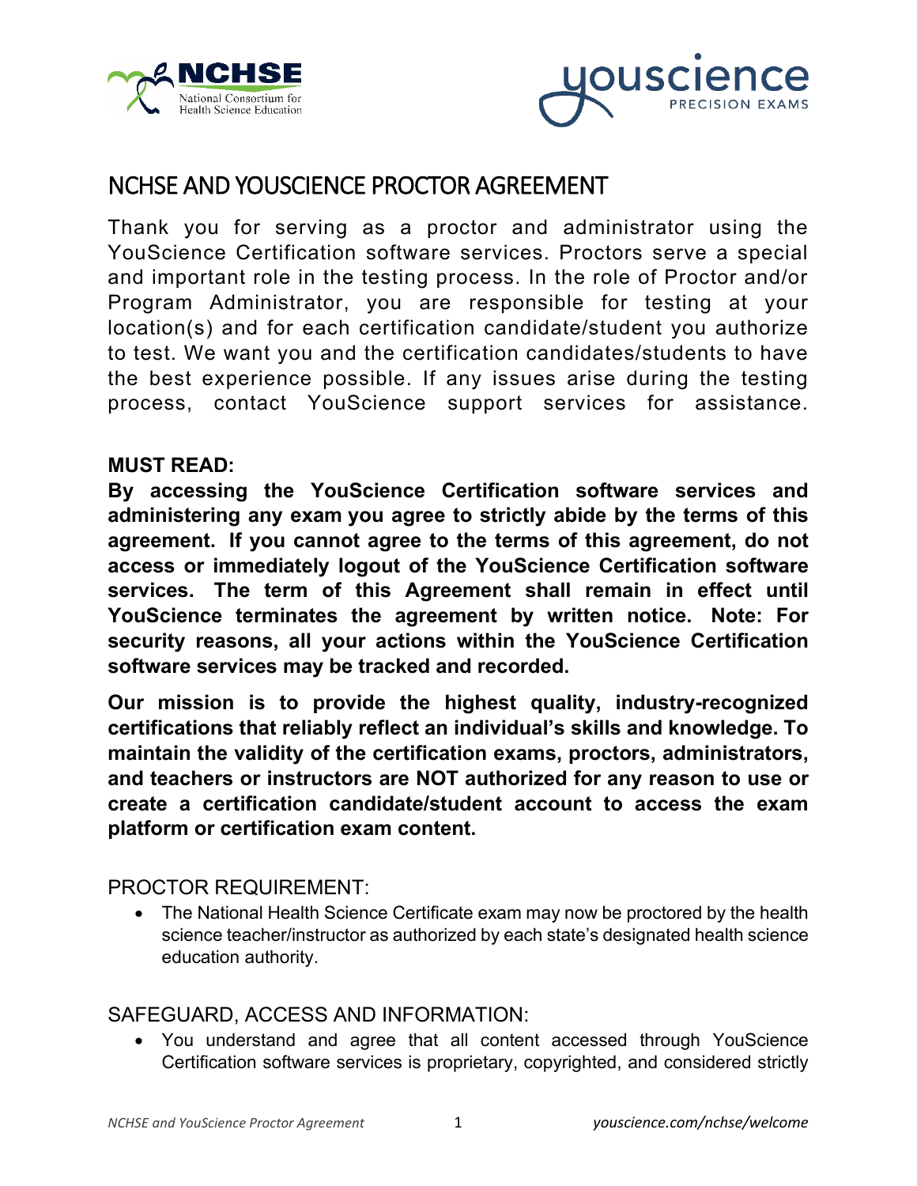# NCHSE AND YOUSCIENCE PROCTOR AGREEMENT

Thank you for serving as a proctor and administrator using the YouScience Certification software services. Proctors serve a special and important role in the testing process. In the role of Proctor and/or Program Administrator, you are responsible for testing at your location(s) and for each certification candidate/student you authorize to test. We want you and the certification candidates/students to have the best experience possible. If any issues arise during the testing process, contact YouScience support services for assistance.

**MUST READ:**

**By accessing the YouScience Certification software services and administering any exam you agree to strictly abide by the terms of this agreement. If you cannot agree to the terms of this agreement, do not access or immediately logout of the YouScience Certification software services. The term of this Agreement shall remain in effect until YouScience terminates the agreement by written notice. Note: For security reasons, all your actions within the YouScience Certification software services may be tracked and recorded.**

**Our mission is to provide the highest quality, industry-recognized certifications that reliably reflect an individual's skills and knowledge. To maintain the validity of the certification exams, proctors, administrators, and teachers or instructors are NOT authorized for any reason to use or create a certification candidate/student account to access the exam platform or certification exam content.**

## PROCTOR REQUIREMENT:

- The National Health Science Certificate exam may now be proctored by the health science teacher/instructor as authorized by each state's designated health science education authority.

## SAFEGUARD, ACCESS AND INFORMATION:

- You understand and agree that all content accessed through YouScience Certification software services is proprietary, copyrighted, and considered strictly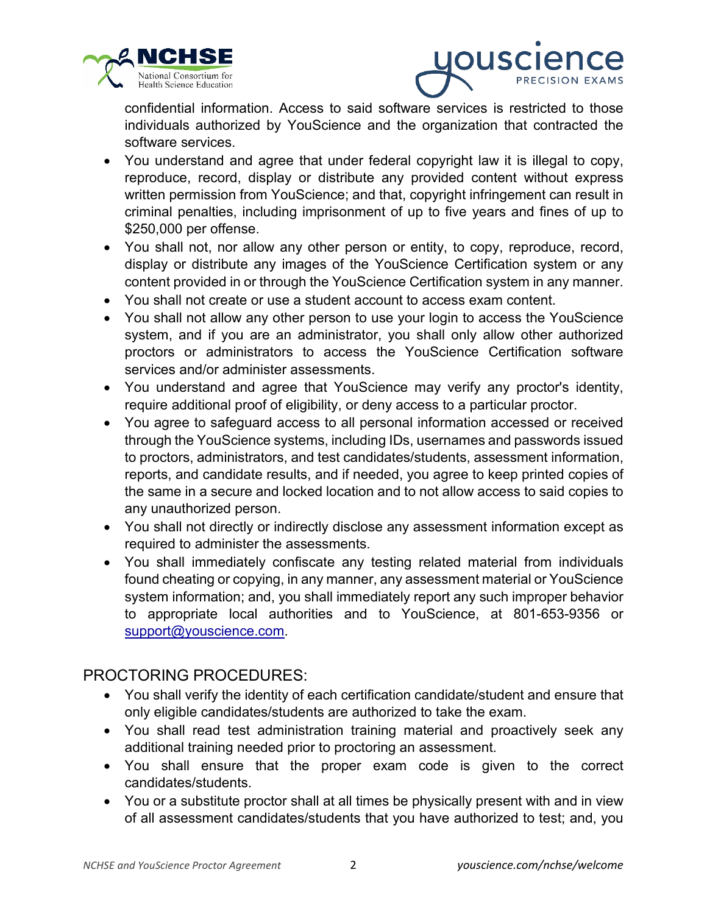confidential information. Access to said software services is restricted to those individuals authorized by YouScience and the organization that contracted the software services.

- You understand and agree that under federal copyright law it is illegal to copy, reproduce, record, display or distribute any provided content without express written permission from YouScience; and that, copyright infringement can result in criminal penalties, including imprisonment of up to five years and fines of up to $250,000 per offense.
- You shall not, nor allow any other person or entity, to copy, reproduce, record, display or distribute any images of the YouScience Certification system or any content provided in or through the YouScience Certification system in any manner.
- You shall not create or use a student account to access exam content.
- You shall not allow any other person to use your login to access the YouScience system, and if you are an administrator, you shall only allow other authorized proctors or administrators to access the YouScience Certification software services and/or administer assessments.
- You understand and agree that YouScience may verify any proctor's identity, require additional proof of eligibility, or deny access to a particular proctor.
- You agree to safeguard access to all personal information accessed or received through the YouScience systems, including IDs, usernames and passwords issued to proctors, administrators, and test candidates/students, assessment information, reports, and candidate results, and if needed, you agree to keep printed copies of the same in a secure and locked location and to not allow access to said copies to any unauthorized person.
- You shall not directly or indirectly disclose any assessment information except as required to administer the assessments.
- You shall immediately confiscate any testing related material from individuals found cheating or copying, in any manner, any assessment material or YouScience system information; and, you shall immediately report any such improper behavior to appropriate local authorities and to YouScience, at 801-653-9356 or support@youscience.com.

## PROCTORING PROCEDURES:

- You shall verify the identity of each certification candidate/student and ensure that only eligible candidates/students are authorized to take the exam.
- You shall read test administration training material and proactively seek any additional training needed prior to proctoring an assessment.
- You shall ensure that the proper exam code is given to the correct candidates/students.
- You or a substitute proctor shall at all times be physically present with and in view of all assessment candidates/students that you have authorized to test; and, you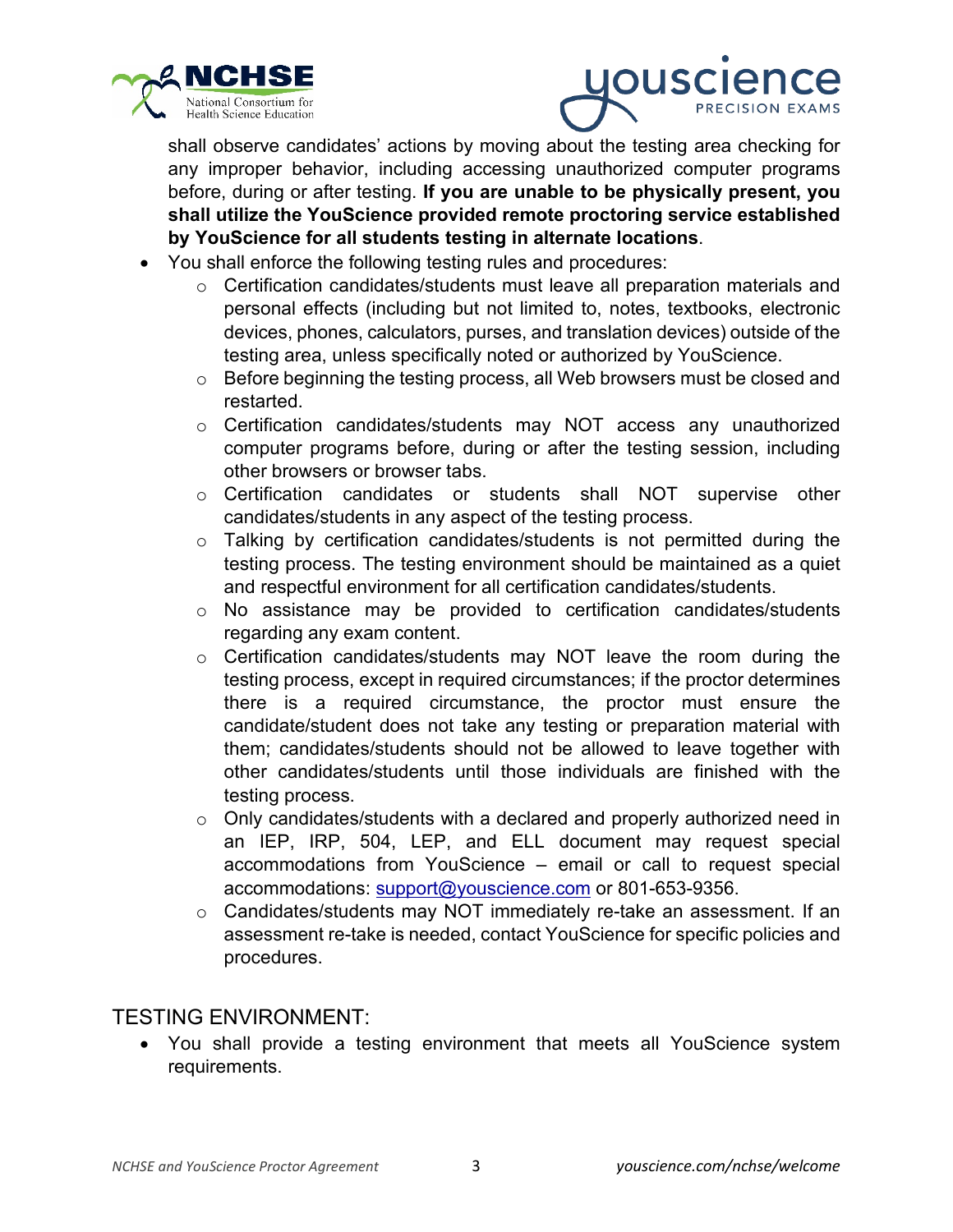shall observe candidates' actions by moving about the testing area checking for any improper behavior, including accessing unauthorized computer programs before, during or after testing. **If you are unable to be physically present, you shall utilize the YouScience provided remote proctoring service established by YouScience for all students testing in alternate locations**.

- You shall enforce the following testing rules and procedures:
    - Certification candidates/students must leave all preparation materials and personal effects (including but not limited to, notes, textbooks, electronic devices, phones, calculators, purses, and translation devices) outside of the testing area, unless specifically noted or authorized by YouScience.
    - Before beginning the testing process, all Web browsers must be closed and restarted.
    - Certification candidates/students may NOT access any unauthorized computer programs before, during or after the testing session, including other browsers or browser tabs.
    - Certification candidates or students shall NOT supervise other candidates/students in any aspect of the testing process.
    - Talking by certification candidates/students is not permitted during the testing process. The testing environment should be maintained as a quiet and respectful environment for all certification candidates/students.
    - No assistance may be provided to certification candidates/students regarding any exam content.
    - Certification candidates/students may NOT leave the room during the testing process, except in required circumstances; if the proctor determines there is a required circumstance, the proctor must ensure the candidate/student does not take any testing or preparation material with them; candidates/students should not be allowed to leave together with other candidates/students until those individuals are finished with the testing process.
    - Only candidates/students with a declared and properly authorized need in an IEP, IRP, 504, LEP, and ELL document may request special accommodations from YouScience – email or call to request special accommodations: support@youscience.com or 801-653-9356.
    - Candidates/students may NOT immediately re-take an assessment. If an assessment re-take is needed, contact YouScience for specific policies and procedures.

## TESTING ENVIRONMENT:

- You shall provide a testing environment that meets all YouScience system requirements.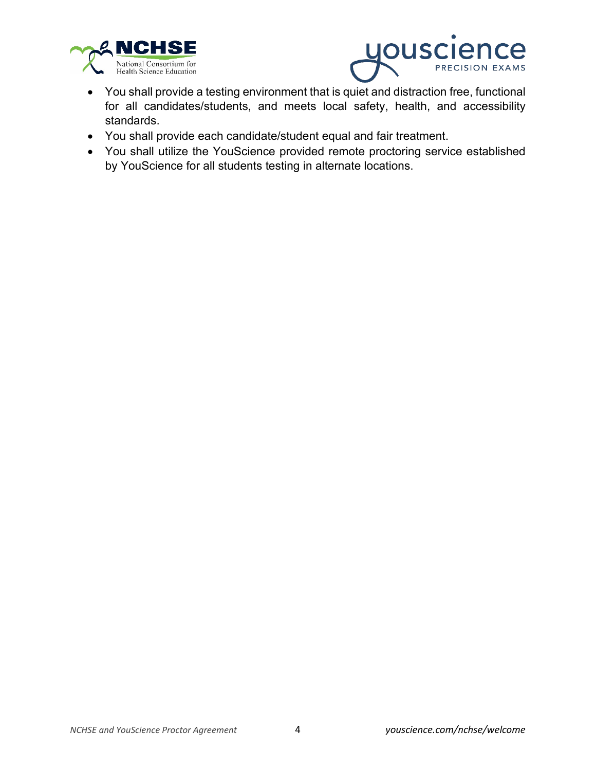- You shall provide a testing environment that is quiet and distraction free, functional for all candidates/students, and meets local safety, health, and accessibility standards.
- You shall provide each candidate/student equal and fair treatment.
- You shall utilize the YouScience provided remote proctoring service established by YouScience for all students testing in alternate locations.